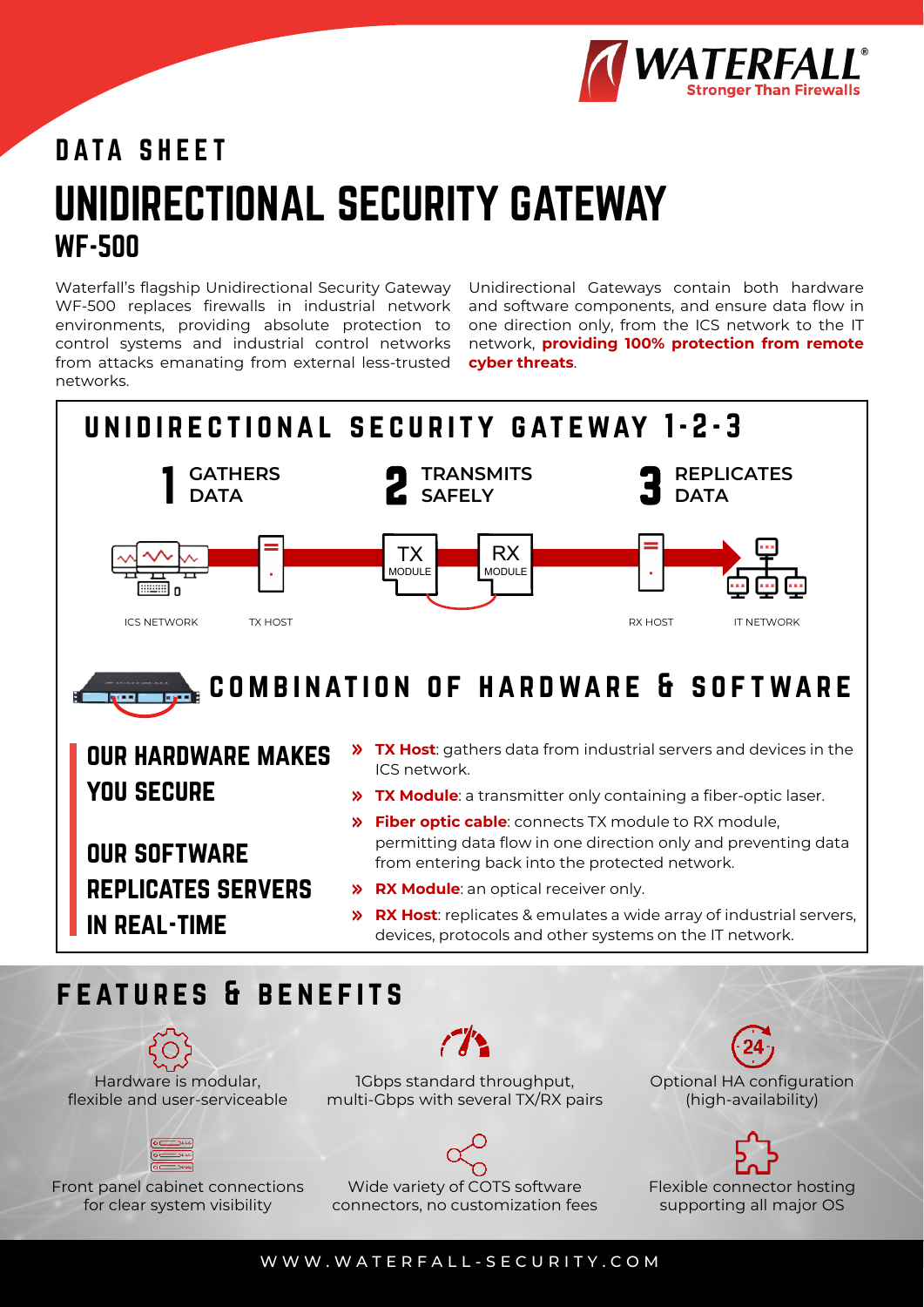WATERFALL®
Stronger Than Firewalls

# DATA SHEET

# UNIDIRECTIONAL SECURITY GATEWAY

## WF-500

Waterfall's flagship Unidirectional Security Gateway WF-500 replaces firewalls in industrial network environments, providing absolute protection to control systems and industrial control networks from attacks emanating from external less-trusted networks.

Unidirectional Gateways contain both hardware and software components, and ensure data flow in one direction only, from the ICS network to the IT network, **providing 100% protection from remote cyber threats**.

## UNIDIRECTIONAL SECURITY GATEWAY 1-2-3

**1 GATHERS DATA**

**2 TRANSMITS SAFELY**

**3 REPLICATES DATA**

ICS NETWORK — TX HOST — TX MODULE — RX MODULE — RX HOST — IT NETWORK

## COMBINATION OF HARDWARE & SOFTWARE

### OUR HARDWARE MAKES YOU SECURE

### OUR SOFTWARE REPLICATES SERVERS IN REAL-TIME

- » **TX Host**: gathers data from industrial servers and devices in the ICS network.
- » **TX Module**: a transmitter only containing a fiber-optic laser.
- » **Fiber optic cable**: connects TX module to RX module, permitting data flow in one direction only and preventing data from entering back into the protected network.
- » **RX Module**: an optical receiver only.
- » **RX Host**: replicates & emulates a wide array of industrial servers, devices, protocols and other systems on the IT network.

## FEATURES & BENEFITS

- Hardware is modular, flexible and user-serviceable
- 1Gbps standard throughput, multi-Gbps with several TX/RX pairs
- Optional HA configuration (high-availability)
- Front panel cabinet connections for clear system visibility
- Wide variety of COTS software connectors, no customization fees
- Flexible connector hosting supporting all major OS

WWW.WATERFALL-SECURITY.COM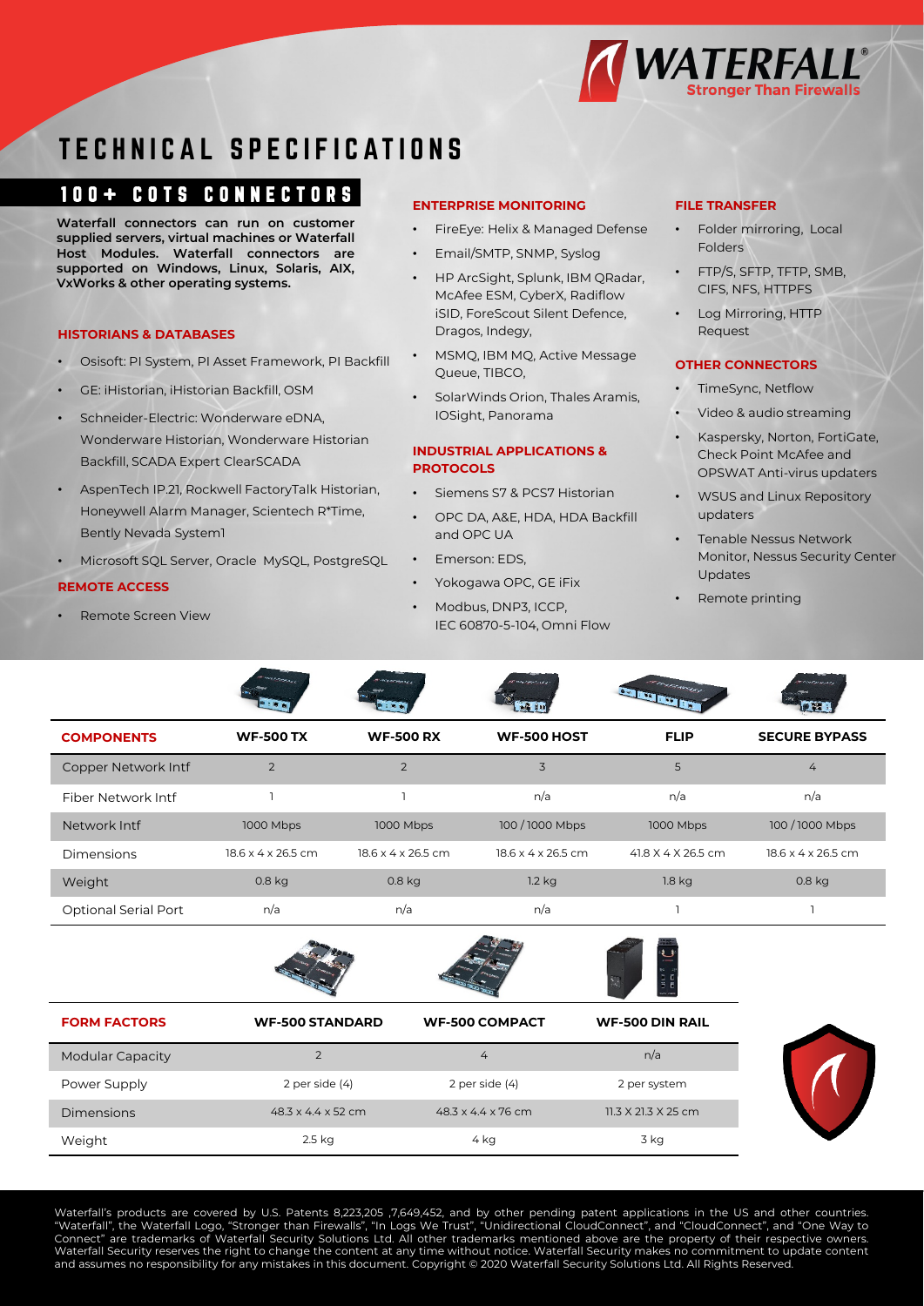# TECHNICAL SPECIFICATIONS

## 100+ COTS CONNECTORS

**Waterfall connectors can run on customer supplied servers, virtual machines or Waterfall Host Modules. Waterfall connectors are supported on Windows, Linux, Solaris, AIX, VxWorks & other operating systems.**

### HISTORIANS & DATABASES

- Osisoft: PI System, PI Asset Framework, PI Backfill
- GE: iHistorian, iHistorian Backfill, OSM
- Schneider-Electric: Wonderware eDNA, Wonderware Historian, Wonderware Historian Backfill, SCADA Expert ClearSCADA
- AspenTech IP.21, Rockwell FactoryTalk Historian, Honeywell Alarm Manager, Scientech R*Time, Bently Nevada System1
- Microsoft SQL Server, Oracle MySQL, PostgreSQL

### REMOTE ACCESS

- Remote Screen View

### ENTERPRISE MONITORING

- FireEye: Helix & Managed Defense
- Email/SMTP, SNMP, Syslog
- HP ArcSight, Splunk, IBM QRadar, McAfee ESM, CyberX, Radiflow iSID, ForeScout Silent Defence, Dragos, Indegy,
- MSMQ, IBM MQ, Active Message Queue, TIBCO,
- SolarWinds Orion, Thales Aramis, IOSight, Panorama

### INDUSTRIAL APPLICATIONS & PROTOCOLS

- Siemens S7 & PCS7 Historian
- OPC DA, A&E, HDA, HDA Backfill and OPC UA
- Emerson: EDS,
- Yokogawa OPC, GE iFix
- Modbus, DNP3, ICCP, IEC 60870-5-104, Omni Flow

### FILE TRANSFER

- Folder mirroring, Local Folders
- FTP/S, SFTP, TFTP, SMB, CIFS, NFS, HTTPFS
- Log Mirroring, HTTP Request

### OTHER CONNECTORS

- TimeSync, Netflow
- Video & audio streaming
- Kaspersky, Norton, FortiGate, Check Point McAfee and OPSWAT Anti-virus updaters
- WSUS and Linux Repository updaters
- Tenable Nessus Network Monitor, Nessus Security Center Updates
- Remote printing

| COMPONENTS | WF-500 TX | WF-500 RX | WF-500 HOST | FLIP | SECURE BYPASS |
|---|---|---|---|---|---|
| Copper Network Intf | 2 | 2 | 3 | 5 | 4 |
| Fiber Network Intf | 1 | 1 | n/a | n/a | n/a |
| Network Intf | 1000 Mbps | 1000 Mbps | 100 / 1000 Mbps | 1000 Mbps | 100 / 1000 Mbps |
| Dimensions | 18.6 x 4 x 26.5 cm | 18.6 x 4 x 26.5 cm | 18.6 x 4 x 26.5 cm | 41.8 X 4 X 26.5 cm | 18.6 x 4 x 26.5 cm |
| Weight | 0.8 kg | 0.8 kg | 1.2 kg | 1.8 kg | 0.8 kg |
| Optional Serial Port | n/a | n/a | n/a | 1 | 1 |

| FORM FACTORS | WF-500 STANDARD | WF-500 COMPACT | WF-500 DIN RAIL |
|---|---|---|---|
| Modular Capacity | 2 | 4 | n/a |
| Power Supply | 2 per side (4) | 2 per side (4) | 2 per system |
| Dimensions | 48.3 x 4.4 x 52 cm | 48.3 x 4.4 x 76 cm | 11.3 X 21.3 X 25 cm |
| Weight | 2.5 kg | 4 kg | 3 kg |

Waterfall's products are covered by U.S. Patents 8,223,205 ,7,649,452, and by other pending patent applications in the US and other countries. "Waterfall", the Waterfall Logo, "Stronger than Firewalls", "In Logs We Trust", "Unidirectional CloudConnect", and "CloudConnect", and "One Way to Connect" are trademarks of Waterfall Security Solutions Ltd. All other trademarks mentioned above are the property of their respective owners. Waterfall Security reserves the right to change the content at any time without notice. Waterfall Security makes no commitment to update content and assumes no responsibility for any mistakes in this document. Copyright © 2020 Waterfall Security Solutions Ltd. All Rights Reserved.